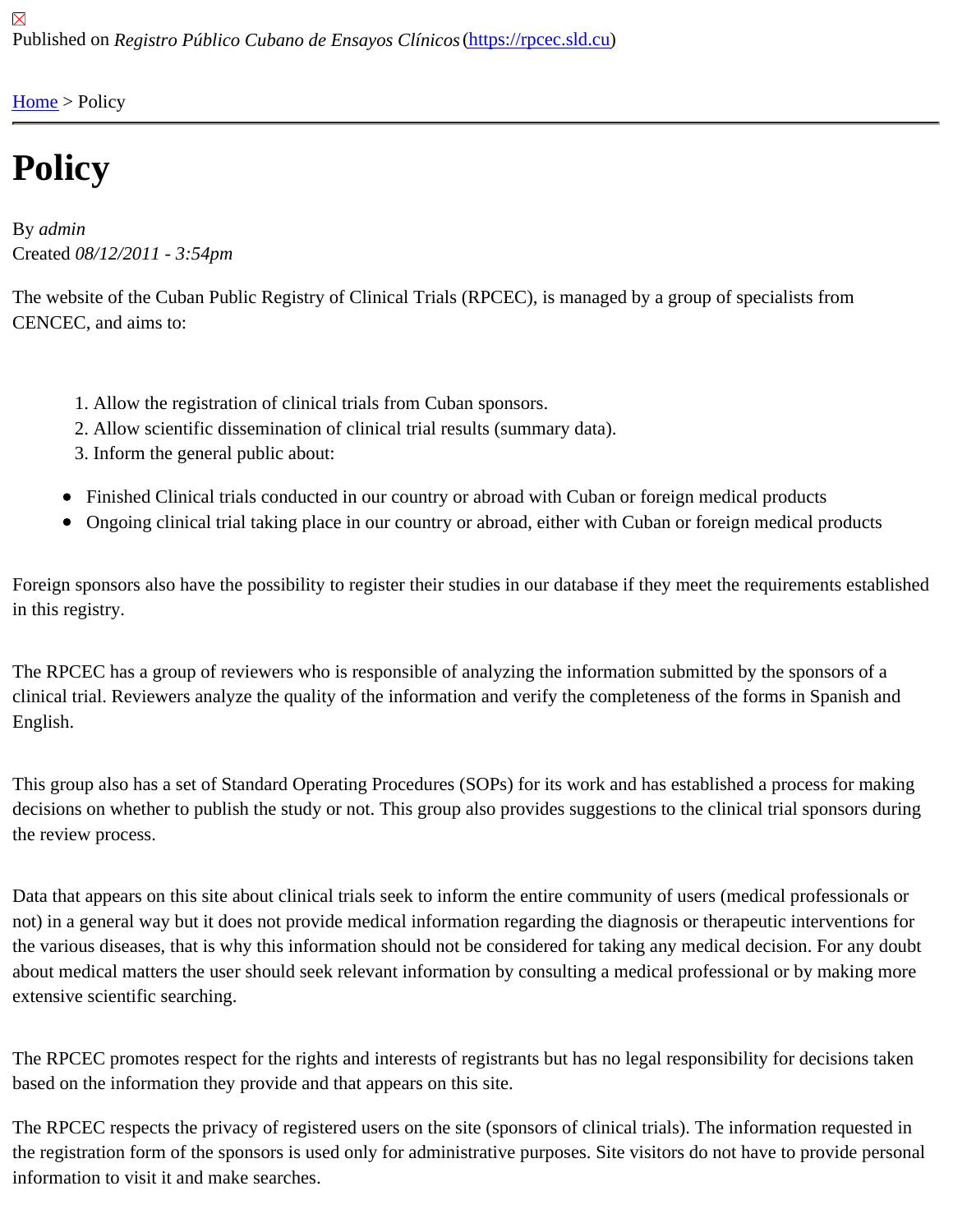Published on *Registro Público Cubano de Ensayos Clínicos* (https://rpcec.sld.cu)

Home > Policy

# Policy

By *admin*
Created *08/12/2011 - 3:54pm*

The website of the Cuban Public Registry of Clinical Trials (RPCEC), is managed by a group of specialists from CENCEC, and aims to:

1. Allow the registration of clinical trials from Cuban sponsors.
2. Allow scientific dissemination of clinical trial results (summary data).
3. Inform the general public about:

- Finished Clinical trials conducted in our country or abroad with Cuban or foreign medical products
- Ongoing clinical trial taking place in our country or abroad, either with Cuban or foreign medical products

Foreign sponsors also have the possibility to register their studies in our database if they meet the requirements established in this registry.

The RPCEC has a group of reviewers who is responsible of analyzing the information submitted by the sponsors of a clinical trial. Reviewers analyze the quality of the information and verify the completeness of the forms in Spanish and English.

This group also has a set of Standard Operating Procedures (SOPs) for its work and has established a process for making decisions on whether to publish the study or not. This group also provides suggestions to the clinical trial sponsors during the review process.

Data that appears on this site about clinical trials seek to inform the entire community of users (medical professionals or not) in a general way but it does not provide medical information regarding the diagnosis or therapeutic interventions for the various diseases, that is why this information should not be considered for taking any medical decision. For any doubt about medical matters the user should seek relevant information by consulting a medical professional or by making more extensive scientific searching.

The RPCEC promotes respect for the rights and interests of registrants but has no legal responsibility for decisions taken based on the information they provide and that appears on this site.

The RPCEC respects the privacy of registered users on the site (sponsors of clinical trials). The information requested in the registration form of the sponsors is used only for administrative purposes. Site visitors do not have to provide personal information to visit it and make searches.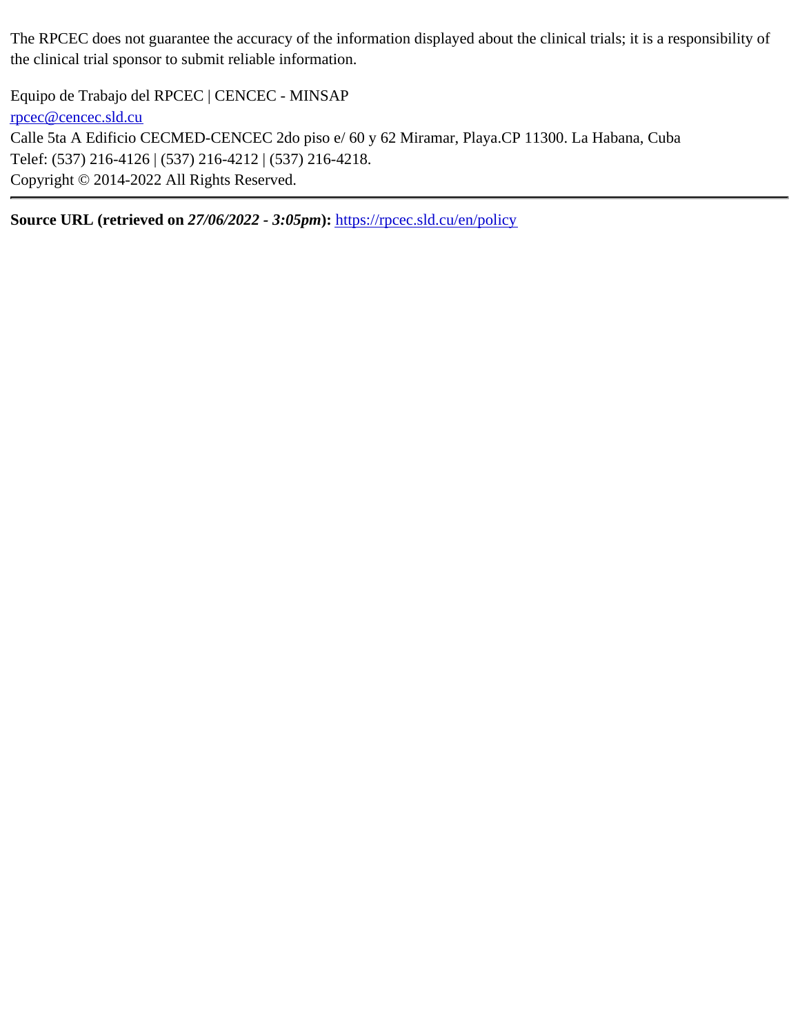The RPCEC does not guarantee the accuracy of the information displayed about the clinical trials; it is a responsibility of the clinical trial sponsor to submit reliable information.

Equipo de Trabajo del RPCEC | CENCEC - MINSAP
rpcec@cencec.sld.cu
Calle 5ta A Edificio CECMED-CENCEC 2do piso e/ 60 y 62 Miramar, Playa.CP 11300. La Habana, Cuba
Telef: (537) 216-4126 | (537) 216-4212 | (537) 216-4218.
Copyright © 2014-2022 All Rights Reserved.

---

**Source URL (retrieved on *27/06/2022 - 3:05pm*):** https://rpcec.sld.cu/en/policy